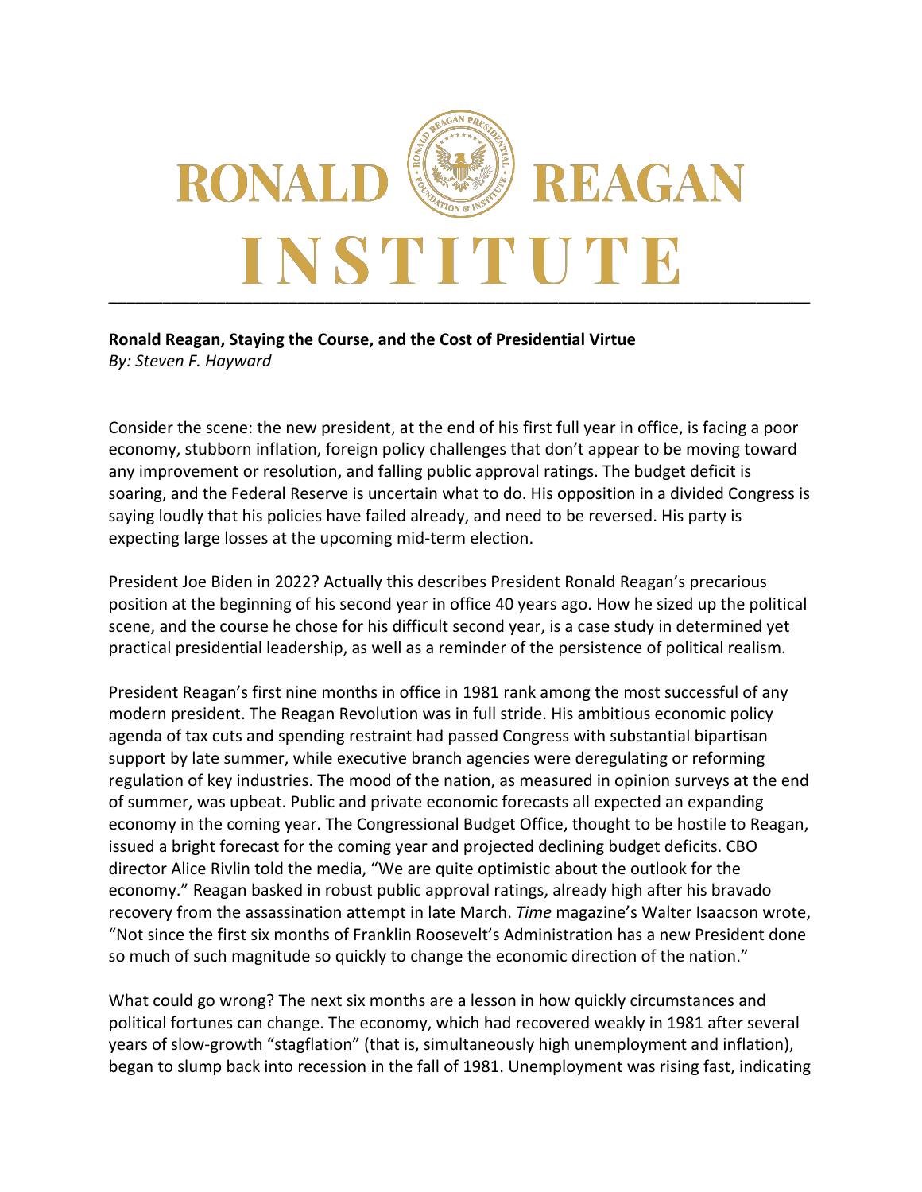# RONALD REAGAN INSTITUTE

**Ronald Reagan, Staying the Course, and the Cost of Presidential Virtue**
*By: Steven F. Hayward*

Consider the scene: the new president, at the end of his first full year in office, is facing a poor economy, stubborn inflation, foreign policy challenges that don't appear to be moving toward any improvement or resolution, and falling public approval ratings. The budget deficit is soaring, and the Federal Reserve is uncertain what to do. His opposition in a divided Congress is saying loudly that his policies have failed already, and need to be reversed. His party is expecting large losses at the upcoming mid-term election.

President Joe Biden in 2022? Actually this describes President Ronald Reagan's precarious position at the beginning of his second year in office 40 years ago. How he sized up the political scene, and the course he chose for his difficult second year, is a case study in determined yet practical presidential leadership, as well as a reminder of the persistence of political realism.

President Reagan's first nine months in office in 1981 rank among the most successful of any modern president. The Reagan Revolution was in full stride. His ambitious economic policy agenda of tax cuts and spending restraint had passed Congress with substantial bipartisan support by late summer, while executive branch agencies were deregulating or reforming regulation of key industries. The mood of the nation, as measured in opinion surveys at the end of summer, was upbeat. Public and private economic forecasts all expected an expanding economy in the coming year. The Congressional Budget Office, thought to be hostile to Reagan, issued a bright forecast for the coming year and projected declining budget deficits. CBO director Alice Rivlin told the media, "We are quite optimistic about the outlook for the economy." Reagan basked in robust public approval ratings, already high after his bravado recovery from the assassination attempt in late March. *Time* magazine's Walter Isaacson wrote, "Not since the first six months of Franklin Roosevelt's Administration has a new President done so much of such magnitude so quickly to change the economic direction of the nation."

What could go wrong? The next six months are a lesson in how quickly circumstances and political fortunes can change. The economy, which had recovered weakly in 1981 after several years of slow-growth "stagflation" (that is, simultaneously high unemployment and inflation), began to slump back into recession in the fall of 1981. Unemployment was rising fast, indicating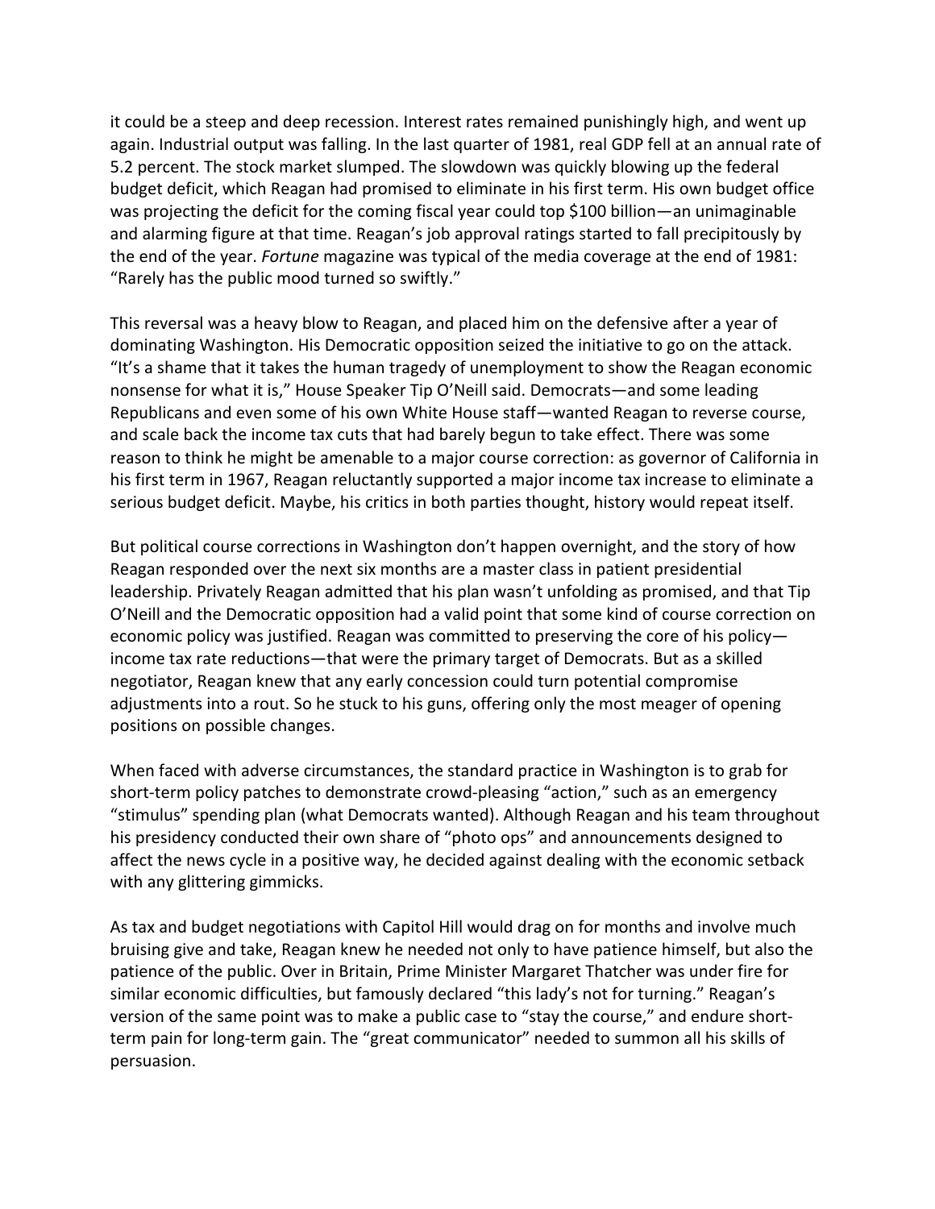it could be a steep and deep recession. Interest rates remained punishingly high, and went up again. Industrial output was falling. In the last quarter of 1981, real GDP fell at an annual rate of 5.2 percent. The stock market slumped. The slowdown was quickly blowing up the federal budget deficit, which Reagan had promised to eliminate in his first term. His own budget office was projecting the deficit for the coming fiscal year could top $100 billion—an unimaginable and alarming figure at that time. Reagan's job approval ratings started to fall precipitously by the end of the year. *Fortune* magazine was typical of the media coverage at the end of 1981: "Rarely has the public mood turned so swiftly."

This reversal was a heavy blow to Reagan, and placed him on the defensive after a year of dominating Washington. His Democratic opposition seized the initiative to go on the attack. "It's a shame that it takes the human tragedy of unemployment to show the Reagan economic nonsense for what it is," House Speaker Tip O'Neill said. Democrats—and some leading Republicans and even some of his own White House staff—wanted Reagan to reverse course, and scale back the income tax cuts that had barely begun to take effect. There was some reason to think he might be amenable to a major course correction: as governor of California in his first term in 1967, Reagan reluctantly supported a major income tax increase to eliminate a serious budget deficit. Maybe, his critics in both parties thought, history would repeat itself.

But political course corrections in Washington don't happen overnight, and the story of how Reagan responded over the next six months are a master class in patient presidential leadership. Privately Reagan admitted that his plan wasn't unfolding as promised, and that Tip O'Neill and the Democratic opposition had a valid point that some kind of course correction on economic policy was justified. Reagan was committed to preserving the core of his policy—income tax rate reductions—that were the primary target of Democrats. But as a skilled negotiator, Reagan knew that any early concession could turn potential compromise adjustments into a rout. So he stuck to his guns, offering only the most meager of opening positions on possible changes.

When faced with adverse circumstances, the standard practice in Washington is to grab for short-term policy patches to demonstrate crowd-pleasing "action," such as an emergency "stimulus" spending plan (what Democrats wanted). Although Reagan and his team throughout his presidency conducted their own share of "photo ops" and announcements designed to affect the news cycle in a positive way, he decided against dealing with the economic setback with any glittering gimmicks.

As tax and budget negotiations with Capitol Hill would drag on for months and involve much bruising give and take, Reagan knew he needed not only to have patience himself, but also the patience of the public. Over in Britain, Prime Minister Margaret Thatcher was under fire for similar economic difficulties, but famously declared "this lady's not for turning." Reagan's version of the same point was to make a public case to "stay the course," and endure short-term pain for long-term gain. The "great communicator" needed to summon all his skills of persuasion.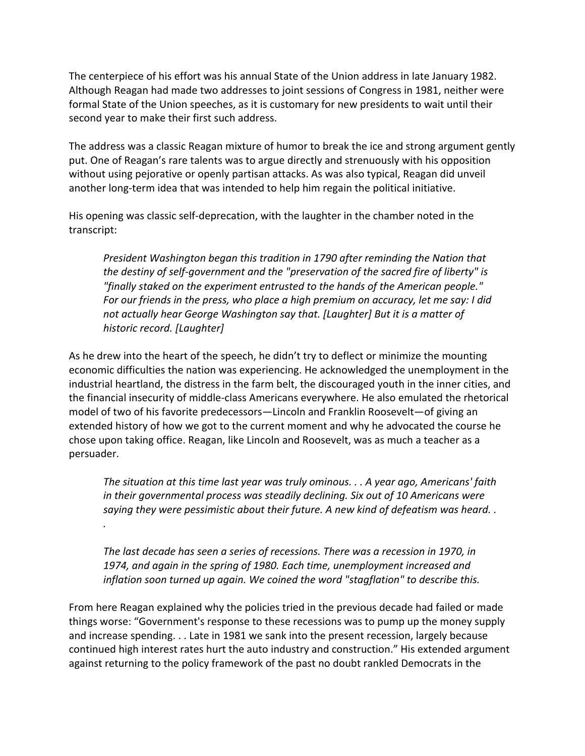The centerpiece of his effort was his annual State of the Union address in late January 1982. Although Reagan had made two addresses to joint sessions of Congress in 1981, neither were formal State of the Union speeches, as it is customary for new presidents to wait until their second year to make their first such address.

The address was a classic Reagan mixture of humor to break the ice and strong argument gently put. One of Reagan's rare talents was to argue directly and strenuously with his opposition without using pejorative or openly partisan attacks. As was also typical, Reagan did unveil another long-term idea that was intended to help him regain the political initiative.

His opening was classic self-deprecation, with the laughter in the chamber noted in the transcript:

> *President Washington began this tradition in 1790 after reminding the Nation that the destiny of self-government and the "preservation of the sacred fire of liberty" is "finally staked on the experiment entrusted to the hands of the American people." For our friends in the press, who place a high premium on accuracy, let me say: I did not actually hear George Washington say that. [Laughter] But it is a matter of historic record. [Laughter]*

As he drew into the heart of the speech, he didn't try to deflect or minimize the mounting economic difficulties the nation was experiencing. He acknowledged the unemployment in the industrial heartland, the distress in the farm belt, the discouraged youth in the inner cities, and the financial insecurity of middle-class Americans everywhere. He also emulated the rhetorical model of two of his favorite predecessors—Lincoln and Franklin Roosevelt—of giving an extended history of how we got to the current moment and why he advocated the course he chose upon taking office. Reagan, like Lincoln and Roosevelt, was as much a teacher as a persuader.

> *The situation at this time last year was truly ominous. . . A year ago, Americans' faith in their governmental process was steadily declining. Six out of 10 Americans were saying they were pessimistic about their future. A new kind of defeatism was heard. . .*
>
> *The last decade has seen a series of recessions. There was a recession in 1970, in 1974, and again in the spring of 1980. Each time, unemployment increased and inflation soon turned up again. We coined the word "stagflation" to describe this.*

From here Reagan explained why the policies tried in the previous decade had failed or made things worse: "Government's response to these recessions was to pump up the money supply and increase spending. . . Late in 1981 we sank into the present recession, largely because continued high interest rates hurt the auto industry and construction." His extended argument against returning to the policy framework of the past no doubt rankled Democrats in the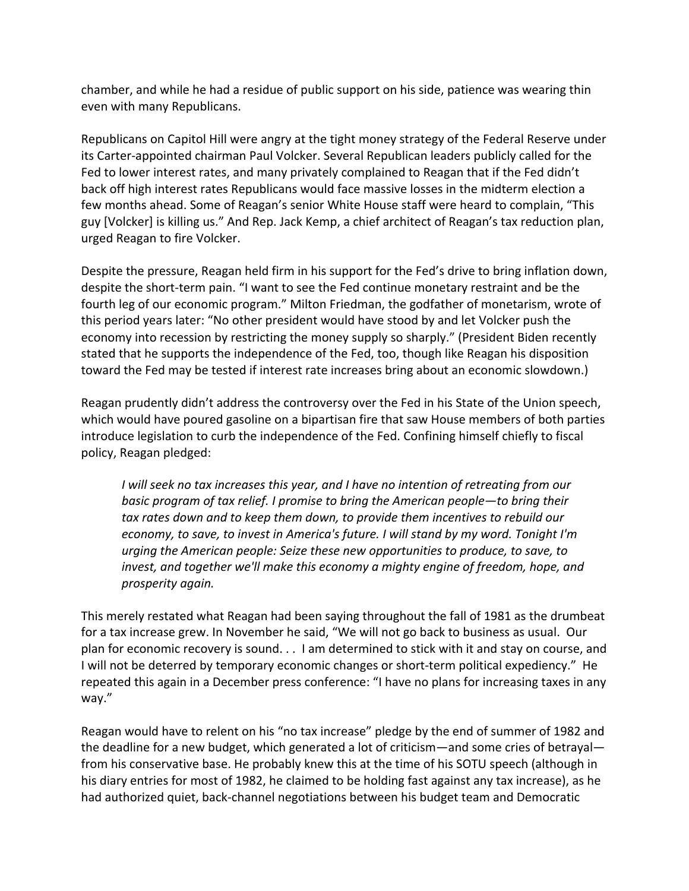chamber, and while he had a residue of public support on his side, patience was wearing thin even with many Republicans.

Republicans on Capitol Hill were angry at the tight money strategy of the Federal Reserve under its Carter-appointed chairman Paul Volcker. Several Republican leaders publicly called for the Fed to lower interest rates, and many privately complained to Reagan that if the Fed didn't back off high interest rates Republicans would face massive losses in the midterm election a few months ahead. Some of Reagan's senior White House staff were heard to complain, "This guy [Volcker] is killing us." And Rep. Jack Kemp, a chief architect of Reagan's tax reduction plan, urged Reagan to fire Volcker.

Despite the pressure, Reagan held firm in his support for the Fed's drive to bring inflation down, despite the short-term pain. "I want to see the Fed continue monetary restraint and be the fourth leg of our economic program." Milton Friedman, the godfather of monetarism, wrote of this period years later: "No other president would have stood by and let Volcker push the economy into recession by restricting the money supply so sharply." (President Biden recently stated that he supports the independence of the Fed, too, though like Reagan his disposition toward the Fed may be tested if interest rate increases bring about an economic slowdown.)

Reagan prudently didn't address the controversy over the Fed in his State of the Union speech, which would have poured gasoline on a bipartisan fire that saw House members of both parties introduce legislation to curb the independence of the Fed. Confining himself chiefly to fiscal policy, Reagan pledged:

> *I will seek no tax increases this year, and I have no intention of retreating from our basic program of tax relief. I promise to bring the American people—to bring their tax rates down and to keep them down, to provide them incentives to rebuild our economy, to save, to invest in America's future. I will stand by my word. Tonight I'm urging the American people: Seize these new opportunities to produce, to save, to invest, and together we'll make this economy a mighty engine of freedom, hope, and prosperity again.*

This merely restated what Reagan had been saying throughout the fall of 1981 as the drumbeat for a tax increase grew. In November he said, "We will not go back to business as usual. Our plan for economic recovery is sound. . . I am determined to stick with it and stay on course, and I will not be deterred by temporary economic changes or short-term political expediency." He repeated this again in a December press conference: "I have no plans for increasing taxes in any way."

Reagan would have to relent on his "no tax increase" pledge by the end of summer of 1982 and the deadline for a new budget, which generated a lot of criticism—and some cries of betrayal—from his conservative base. He probably knew this at the time of his SOTU speech (although in his diary entries for most of 1982, he claimed to be holding fast against any tax increase), as he had authorized quiet, back-channel negotiations between his budget team and Democratic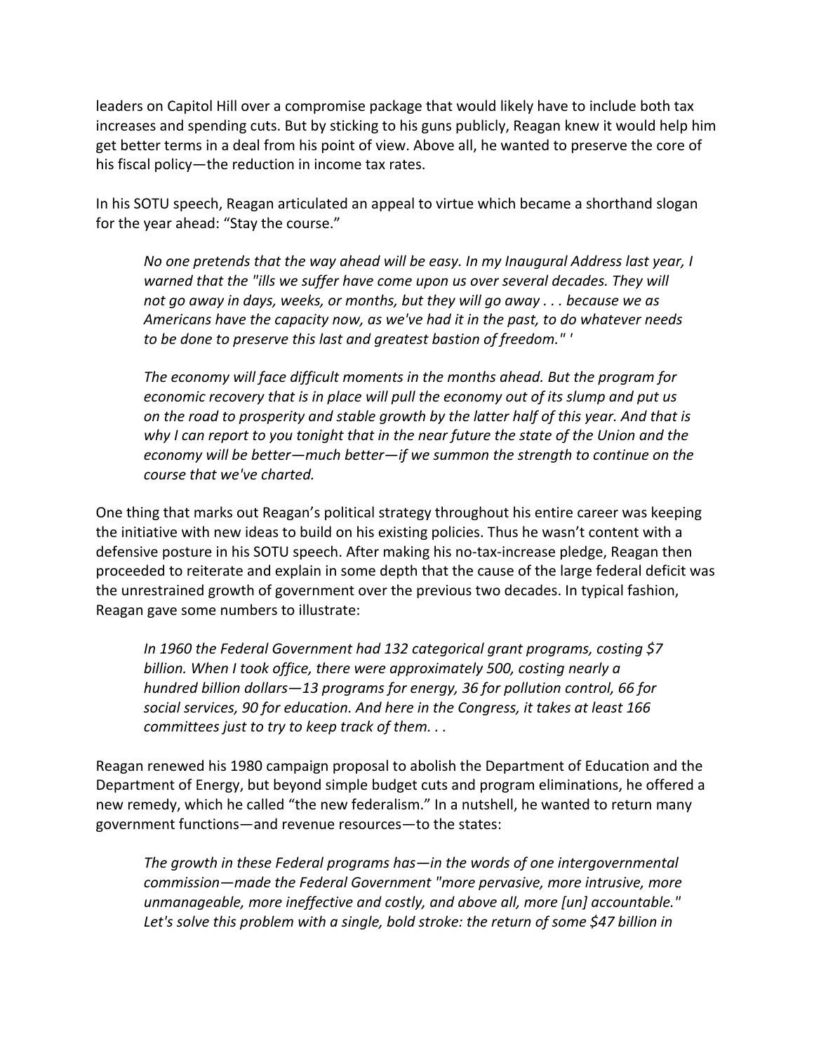leaders on Capitol Hill over a compromise package that would likely have to include both tax increases and spending cuts. But by sticking to his guns publicly, Reagan knew it would help him get better terms in a deal from his point of view. Above all, he wanted to preserve the core of his fiscal policy—the reduction in income tax rates.

In his SOTU speech, Reagan articulated an appeal to virtue which became a shorthand slogan for the year ahead: "Stay the course."

> *No one pretends that the way ahead will be easy. In my Inaugural Address last year, I warned that the "ills we suffer have come upon us over several decades. They will not go away in days, weeks, or months, but they will go away . . . because we as Americans have the capacity now, as we've had it in the past, to do whatever needs to be done to preserve this last and greatest bastion of freedom." '*
>
> *The economy will face difficult moments in the months ahead. But the program for economic recovery that is in place will pull the economy out of its slump and put us on the road to prosperity and stable growth by the latter half of this year. And that is why I can report to you tonight that in the near future the state of the Union and the economy will be better—much better—if we summon the strength to continue on the course that we've charted.*

One thing that marks out Reagan's political strategy throughout his entire career was keeping the initiative with new ideas to build on his existing policies. Thus he wasn't content with a defensive posture in his SOTU speech. After making his no-tax-increase pledge, Reagan then proceeded to reiterate and explain in some depth that the cause of the large federal deficit was the unrestrained growth of government over the previous two decades. In typical fashion, Reagan gave some numbers to illustrate:

> *In 1960 the Federal Government had 132 categorical grant programs, costing $7 billion. When I took office, there were approximately 500, costing nearly a hundred billion dollars—13 programs for energy, 36 for pollution control, 66 for social services, 90 for education. And here in the Congress, it takes at least 166 committees just to try to keep track of them. . .*

Reagan renewed his 1980 campaign proposal to abolish the Department of Education and the Department of Energy, but beyond simple budget cuts and program eliminations, he offered a new remedy, which he called "the new federalism." In a nutshell, he wanted to return many government functions—and revenue resources—to the states:

> *The growth in these Federal programs has—in the words of one intergovernmental commission—made the Federal Government "more pervasive, more intrusive, more unmanageable, more ineffective and costly, and above all, more [un] accountable." Let's solve this problem with a single, bold stroke: the return of some $47 billion in*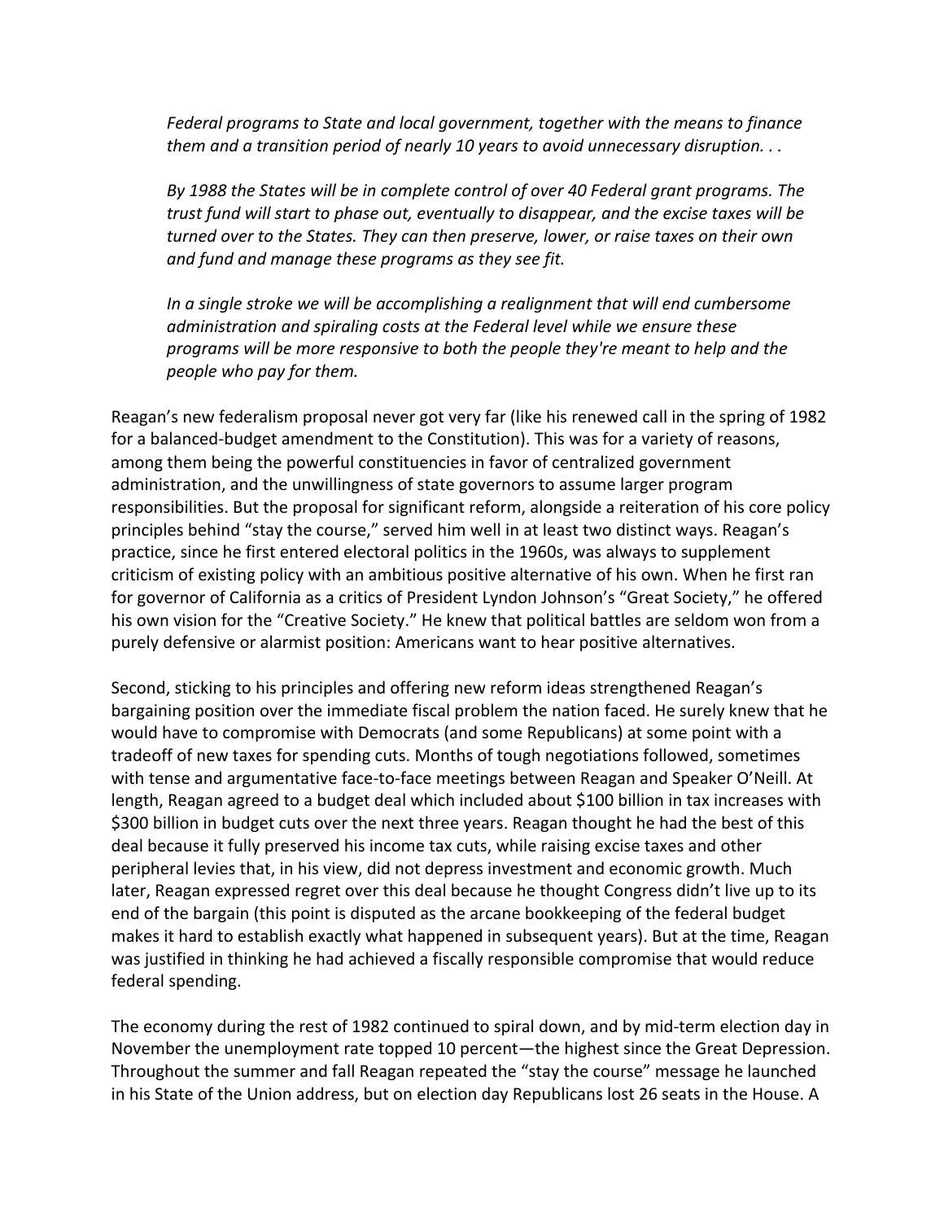*Federal programs to State and local government, together with the means to finance them and a transition period of nearly 10 years to avoid unnecessary disruption. . .*

*By 1988 the States will be in complete control of over 40 Federal grant programs. The trust fund will start to phase out, eventually to disappear, and the excise taxes will be turned over to the States. They can then preserve, lower, or raise taxes on their own and fund and manage these programs as they see fit.*

*In a single stroke we will be accomplishing a realignment that will end cumbersome administration and spiraling costs at the Federal level while we ensure these programs will be more responsive to both the people they're meant to help and the people who pay for them.*

Reagan's new federalism proposal never got very far (like his renewed call in the spring of 1982 for a balanced-budget amendment to the Constitution). This was for a variety of reasons, among them being the powerful constituencies in favor of centralized government administration, and the unwillingness of state governors to assume larger program responsibilities. But the proposal for significant reform, alongside a reiteration of his core policy principles behind "stay the course," served him well in at least two distinct ways. Reagan's practice, since he first entered electoral politics in the 1960s, was always to supplement criticism of existing policy with an ambitious positive alternative of his own. When he first ran for governor of California as a critics of President Lyndon Johnson's "Great Society," he offered his own vision for the "Creative Society." He knew that political battles are seldom won from a purely defensive or alarmist position: Americans want to hear positive alternatives.

Second, sticking to his principles and offering new reform ideas strengthened Reagan's bargaining position over the immediate fiscal problem the nation faced. He surely knew that he would have to compromise with Democrats (and some Republicans) at some point with a tradeoff of new taxes for spending cuts. Months of tough negotiations followed, sometimes with tense and argumentative face-to-face meetings between Reagan and Speaker O'Neill. At length, Reagan agreed to a budget deal which included about $100 billion in tax increases with $300 billion in budget cuts over the next three years. Reagan thought he had the best of this deal because it fully preserved his income tax cuts, while raising excise taxes and other peripheral levies that, in his view, did not depress investment and economic growth. Much later, Reagan expressed regret over this deal because he thought Congress didn't live up to its end of the bargain (this point is disputed as the arcane bookkeeping of the federal budget makes it hard to establish exactly what happened in subsequent years). But at the time, Reagan was justified in thinking he had achieved a fiscally responsible compromise that would reduce federal spending.

The economy during the rest of 1982 continued to spiral down, and by mid-term election day in November the unemployment rate topped 10 percent—the highest since the Great Depression. Throughout the summer and fall Reagan repeated the "stay the course" message he launched in his State of the Union address, but on election day Republicans lost 26 seats in the House. A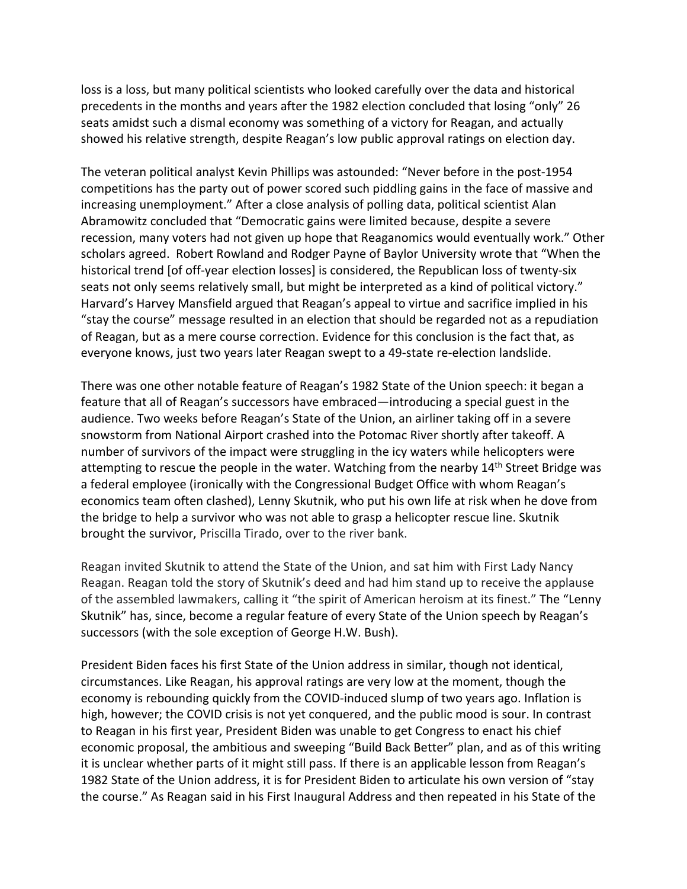loss is a loss, but many political scientists who looked carefully over the data and historical precedents in the months and years after the 1982 election concluded that losing "only" 26 seats amidst such a dismal economy was something of a victory for Reagan, and actually showed his relative strength, despite Reagan's low public approval ratings on election day.

The veteran political analyst Kevin Phillips was astounded: "Never before in the post-1954 competitions has the party out of power scored such piddling gains in the face of massive and increasing unemployment." After a close analysis of polling data, political scientist Alan Abramowitz concluded that "Democratic gains were limited because, despite a severe recession, many voters had not given up hope that Reaganomics would eventually work." Other scholars agreed. Robert Rowland and Rodger Payne of Baylor University wrote that "When the historical trend [of off-year election losses] is considered, the Republican loss of twenty-six seats not only seems relatively small, but might be interpreted as a kind of political victory." Harvard's Harvey Mansfield argued that Reagan's appeal to virtue and sacrifice implied in his "stay the course" message resulted in an election that should be regarded not as a repudiation of Reagan, but as a mere course correction. Evidence for this conclusion is the fact that, as everyone knows, just two years later Reagan swept to a 49-state re-election landslide.

There was one other notable feature of Reagan's 1982 State of the Union speech: it began a feature that all of Reagan's successors have embraced—introducing a special guest in the audience. Two weeks before Reagan's State of the Union, an airliner taking off in a severe snowstorm from National Airport crashed into the Potomac River shortly after takeoff. A number of survivors of the impact were struggling in the icy waters while helicopters were attempting to rescue the people in the water. Watching from the nearby 14th Street Bridge was a federal employee (ironically with the Congressional Budget Office with whom Reagan's economics team often clashed), Lenny Skutnik, who put his own life at risk when he dove from the bridge to help a survivor who was not able to grasp a helicopter rescue line. Skutnik brought the survivor, Priscilla Tirado, over to the river bank.

Reagan invited Skutnik to attend the State of the Union, and sat him with First Lady Nancy Reagan. Reagan told the story of Skutnik's deed and had him stand up to receive the applause of the assembled lawmakers, calling it "the spirit of American heroism at its finest." The "Lenny Skutnik" has, since, become a regular feature of every State of the Union speech by Reagan's successors (with the sole exception of George H.W. Bush).

President Biden faces his first State of the Union address in similar, though not identical, circumstances. Like Reagan, his approval ratings are very low at the moment, though the economy is rebounding quickly from the COVID-induced slump of two years ago. Inflation is high, however; the COVID crisis is not yet conquered, and the public mood is sour. In contrast to Reagan in his first year, President Biden was unable to get Congress to enact his chief economic proposal, the ambitious and sweeping "Build Back Better" plan, and as of this writing it is unclear whether parts of it might still pass. If there is an applicable lesson from Reagan's 1982 State of the Union address, it is for President Biden to articulate his own version of "stay the course." As Reagan said in his First Inaugural Address and then repeated in his State of the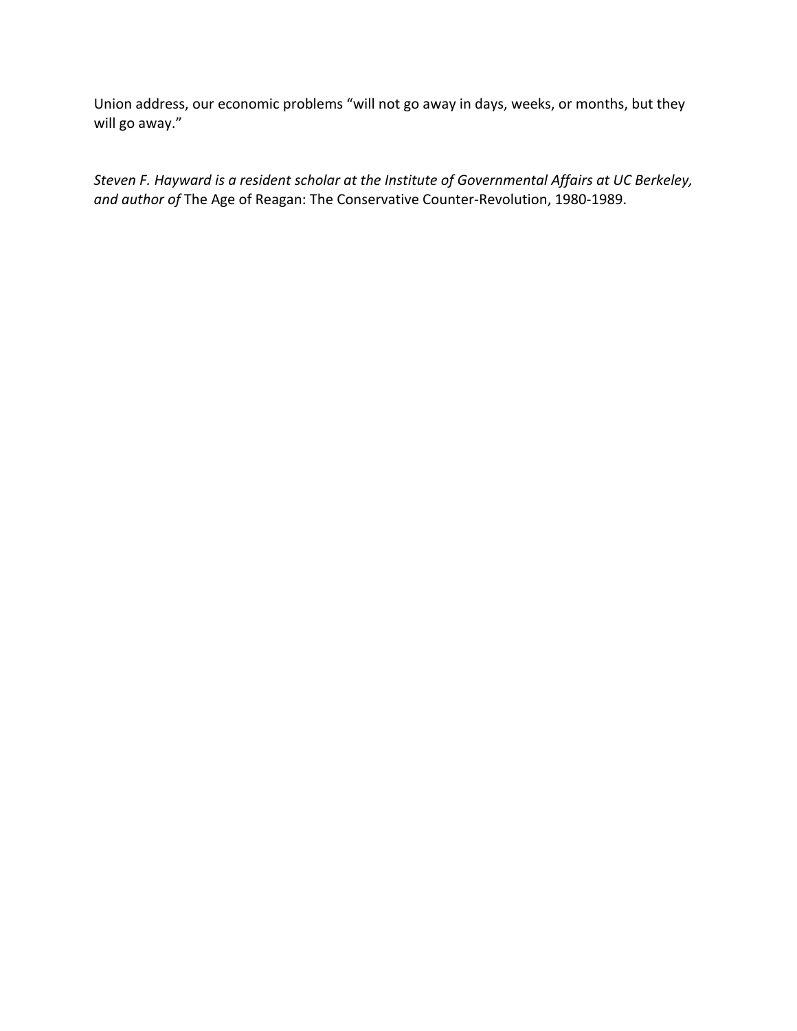Union address, our economic problems “will not go away in days, weeks, or months, but they will go away.”

*Steven F. Hayward is a resident scholar at the Institute of Governmental Affairs at UC Berkeley, and author of* The Age of Reagan: The Conservative Counter-Revolution, 1980-1989.